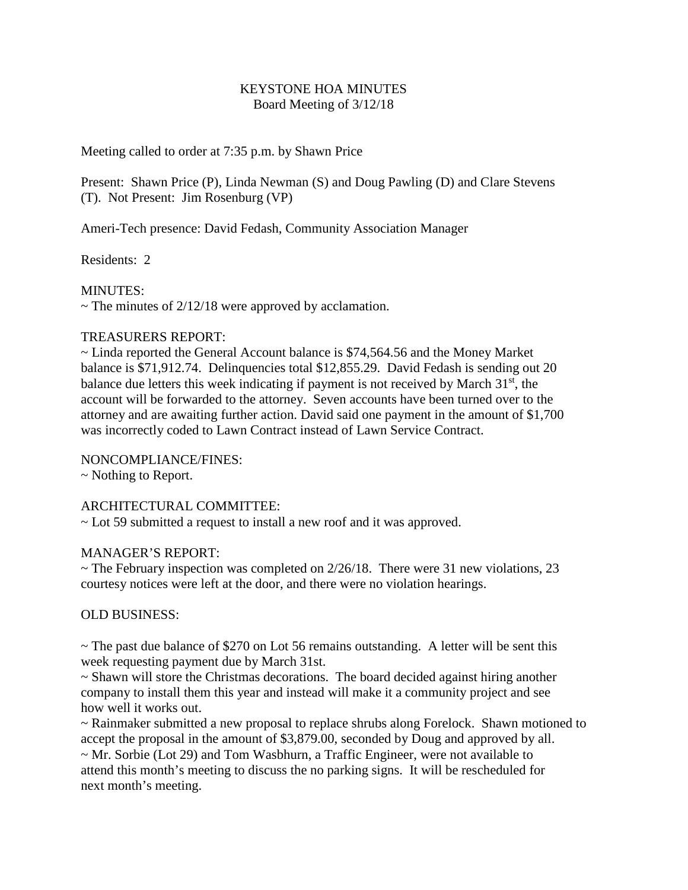# KEYSTONE HOA MINUTES
## Board Meeting of 3/12/18

Meeting called to order at 7:35 p.m. by Shawn Price

Present: Shawn Price (P), Linda Newman (S) and Doug Pawling (D) and Clare Stevens (T). Not Present: Jim Rosenburg (VP)

Ameri-Tech presence: David Fedash, Community Association Manager

Residents: 2

MINUTES:
~ The minutes of 2/12/18 were approved by acclamation.

TREASURERS REPORT:
~ Linda reported the General Account balance is $74,564.56 and the Money Market balance is $71,912.74. Delinquencies total $12,855.29. David Fedash is sending out 20 balance due letters this week indicating if payment is not received by March 31st, the account will be forwarded to the attorney. Seven accounts have been turned over to the attorney and are awaiting further action. David said one payment in the amount of $1,700 was incorrectly coded to Lawn Contract instead of Lawn Service Contract.

NONCOMPLIANCE/FINES:
~ Nothing to Report.

ARCHITECTURAL COMMITTEE:
~ Lot 59 submitted a request to install a new roof and it was approved.

MANAGER'S REPORT:
~ The February inspection was completed on 2/26/18. There were 31 new violations, 23 courtesy notices were left at the door, and there were no violation hearings.

OLD BUSINESS:

~ The past due balance of $270 on Lot 56 remains outstanding. A letter will be sent this week requesting payment due by March 31st.
~ Shawn will store the Christmas decorations. The board decided against hiring another company to install them this year and instead will make it a community project and see how well it works out.
~ Rainmaker submitted a new proposal to replace shrubs along Forelock. Shawn motioned to accept the proposal in the amount of $3,879.00, seconded by Doug and approved by all.
~ Mr. Sorbie (Lot 29) and Tom Wasbhurn, a Traffic Engineer, were not available to attend this month's meeting to discuss the no parking signs. It will be rescheduled for next month's meeting.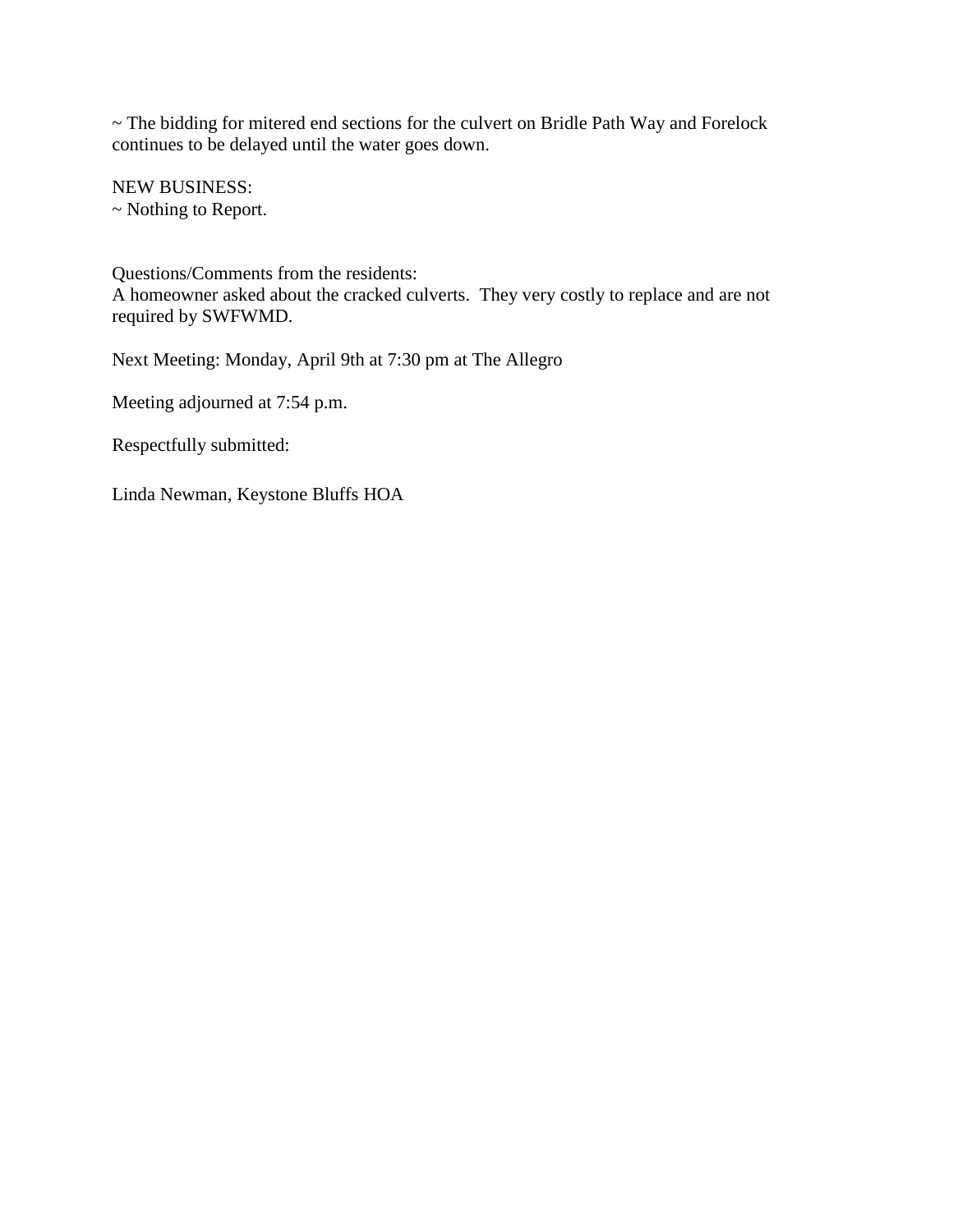~ The bidding for mitered end sections for the culvert on Bridle Path Way and Forelock continues to be delayed until the water goes down.

NEW BUSINESS:
~ Nothing to Report.

Questions/Comments from the residents:
A homeowner asked about the cracked culverts. They very costly to replace and are not required by SWFWMD.

Next Meeting: Monday, April 9th at 7:30 pm at The Allegro

Meeting adjourned at 7:54 p.m.

Respectfully submitted:

Linda Newman, Keystone Bluffs HOA